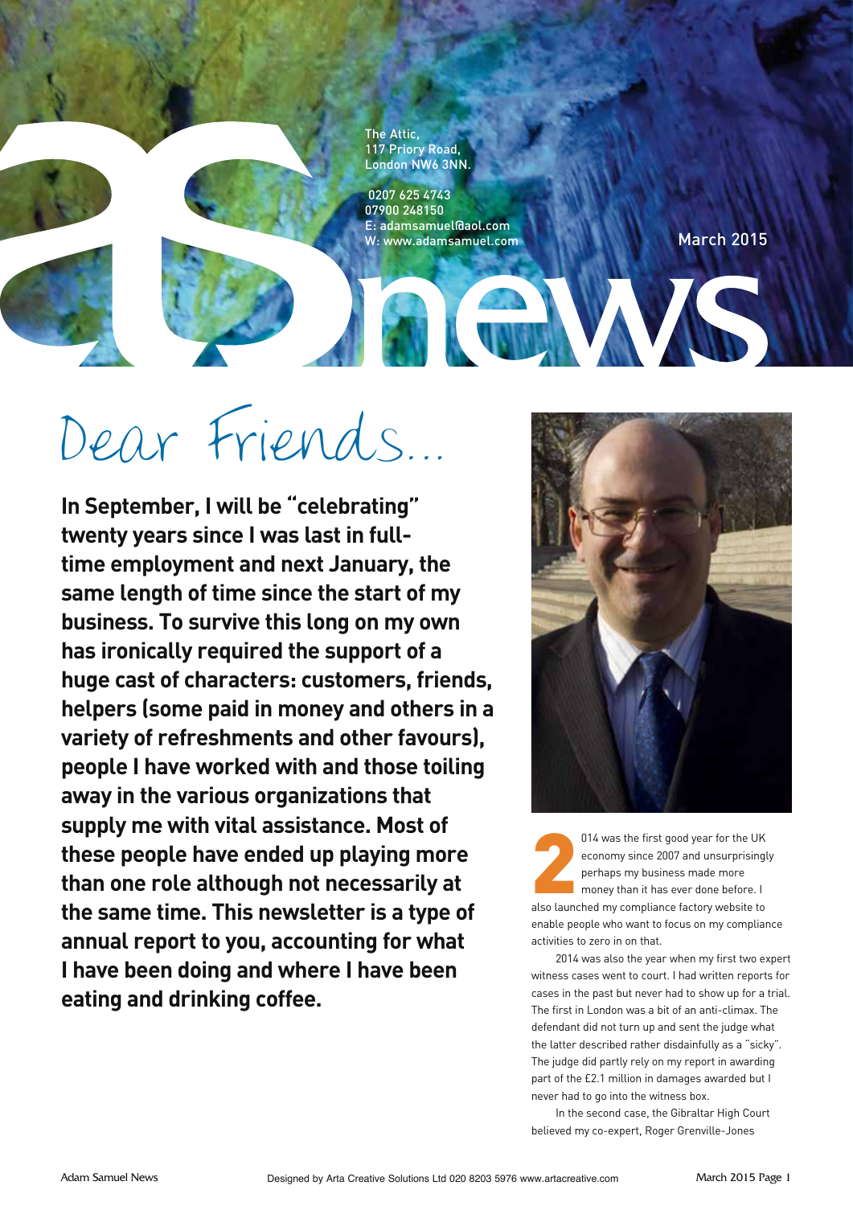# as news

The Attic,
117 Priory Road,
London NW6 3NN.

0207 625 4743
07900 248150
E: adamsamuel@aol.com
W: www.adamsamuel.com

March 2015

## Dear Friends...

**In September, I will be "celebrating" twenty years since I was last in full-time employment and next January, the same length of time since the start of my business. To survive this long on my own has ironically required the support of a huge cast of characters: customers, friends, helpers (some paid in money and others in a variety of refreshments and other favours), people I have worked with and those toiling away in the various organizations that supply me with vital assistance. Most of these people have ended up playing more than one role although not necessarily at the same time. This newsletter is a type of annual report to you, accounting for what I have been doing and where I have been eating and drinking coffee.**

2014 was the first good year for the UK economy since 2007 and unsurprisingly perhaps my business made more money than it has ever done before. I also launched my compliance factory website to enable people who want to focus on my compliance activities to zero in on that.

2014 was also the year when my first two expert witness cases went to court. I had written reports for cases in the past but never had to show up for a trial. The first in London was a bit of an anti-climax. The defendant did not turn up and sent the judge what the latter described rather disdainfully as a "sicky". The judge did partly rely on my report in awarding part of the £2.1 million in damages awarded but I never had to go into the witness box.

In the second case, the Gibraltar High Court believed my co-expert, Roger Grenville-Jones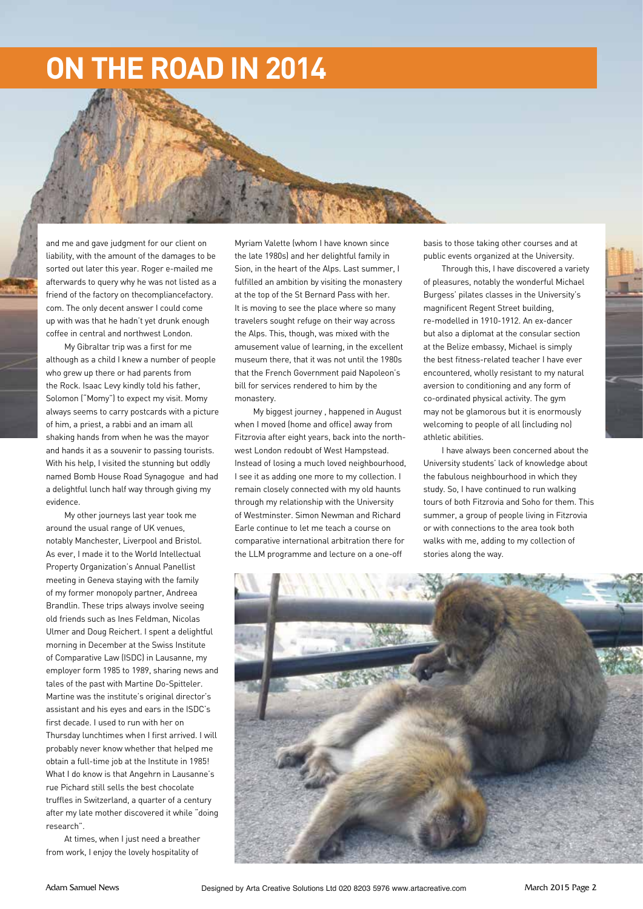# ON THE ROAD IN 2014

and me and gave judgment for our client on liability, with the amount of the damages to be sorted out later this year. Roger e-mailed me afterwards to query why he was not listed as a friend of the factory on thecompliancefactory.com. The only decent answer I could come up with was that he hadn't yet drunk enough coffee in central and northwest London.

My Gibraltar trip was a first for me although as a child I knew a number of people who grew up there or had parents from the Rock. Isaac Levy kindly told his father, Solomon ("Momy") to expect my visit. Momy always seems to carry postcards with a picture of him, a priest, a rabbi and an imam all shaking hands from when he was the mayor and hands it as a souvenir to passing tourists. With his help, I visited the stunning but oddly named Bomb House Road Synagogue and had a delightful lunch half way through giving my evidence.

My other journeys last year took me around the usual range of UK venues, notably Manchester, Liverpool and Bristol. As ever, I made it to the World Intellectual Property Organization's Annual Panellist meeting in Geneva staying with the family of my former monopoly partner, Andreea Brandlin. These trips always involve seeing old friends such as Ines Feldman, Nicolas Ulmer and Doug Reichert. I spent a delightful morning in December at the Swiss Institute of Comparative Law (ISDC) in Lausanne, my employer form 1985 to 1989, sharing news and tales of the past with Martine Do-Spitteler. Martine was the institute's original director's assistant and his eyes and ears in the ISDC's first decade. I used to run with her on Thursday lunchtimes when I first arrived. I will probably never know whether that helped me obtain a full-time job at the Institute in 1985! What I do know is that Angehrn in Lausanne's rue Pichard still sells the best chocolate truffles in Switzerland, a quarter of a century after my late mother discovered it while "doing research".

At times, when I just need a breather from work, I enjoy the lovely hospitality of Myriam Valette (whom I have known since the late 1980s) and her delightful family in Sion, in the heart of the Alps. Last summer, I fulfilled an ambition by visiting the monastery at the top of the St Bernard Pass with her. It is moving to see the place where so many travelers sought refuge on their way across the Alps. This, though, was mixed with the amusement value of learning, in the excellent museum there, that it was not until the 1980s that the French Government paid Napoleon's bill for services rendered to him by the monastery.

My biggest journey , happened in August when I moved (home and office) away from Fitzrovia after eight years, back into the north-west London redoubt of West Hampstead. Instead of losing a much loved neighbourhood, I see it as adding one more to my collection. I remain closely connected with my old haunts through my relationship with the University of Westminster. Simon Newman and Richard Earle continue to let me teach a course on comparative international arbitration there for the LLM programme and lecture on a one-off basis to those taking other courses and at public events organized at the University.

Through this, I have discovered a variety of pleasures, notably the wonderful Michael Burgess' pilates classes in the University's magnificent Regent Street building, re-modelled in 1910-1912. An ex-dancer but also a diplomat at the consular section at the Belize embassy, Michael is simply the best fitness-related teacher I have ever encountered, wholly resistant to my natural aversion to conditioning and any form of co-ordinated physical activity. The gym may not be glamorous but it is enormously welcoming to people of all (including no) athletic abilities.

I have always been concerned about the University students' lack of knowledge about the fabulous neighbourhood in which they study. So, I have continued to run walking tours of both Fitzrovia and Soho for them. This summer, a group of people living in Fitzrovia or with connections to the area took both walks with me, adding to my collection of stories along the way.

Designed by Arta Creative Solutions Ltd 020 8203 5976 www.artacreative.com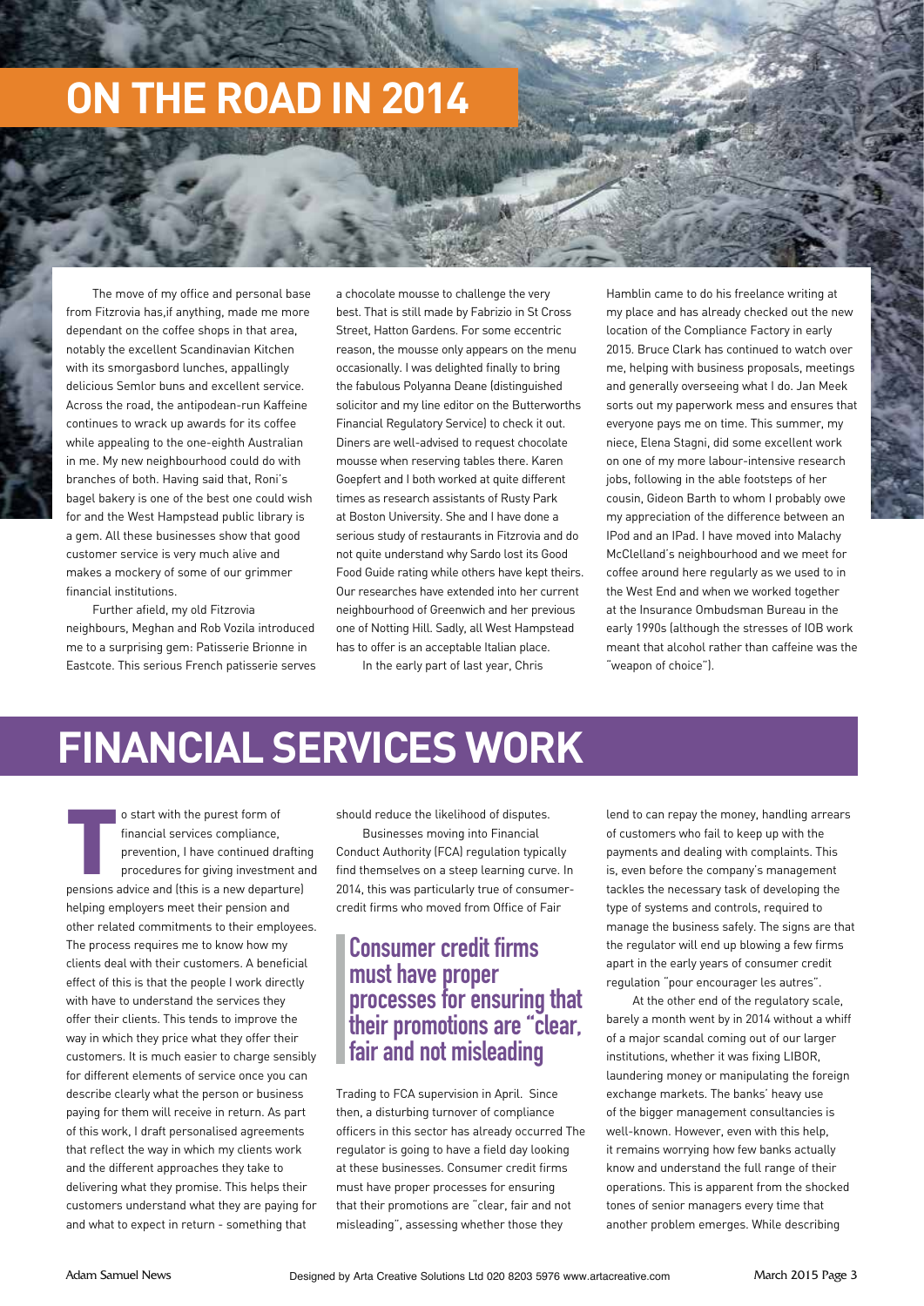# ON THE ROAD IN 2014

The move of my office and personal base from Fitzrovia has,if anything, made me more dependant on the coffee shops in that area, notably the excellent Scandinavian Kitchen with its smorgasbord lunches, appallingly delicious Semlor buns and excellent service. Across the road, the antipodean-run Kaffeine continues to wrack up awards for its coffee while appealing to the one-eighth Australian in me. My new neighbourhood could do with branches of both. Having said that, Roni's bagel bakery is one of the best one could wish for and the West Hampstead public library is a gem. All these businesses show that good customer service is very much alive and makes a mockery of some of our grimmer financial institutions.

Further afield, my old Fitzrovia neighbours, Meghan and Rob Vozila introduced me to a surprising gem: Patisserie Brionne in Eastcote. This serious French patisserie serves a chocolate mousse to challenge the very best. That is still made by Fabrizio in St Cross Street, Hatton Gardens. For some eccentric reason, the mousse only appears on the menu occasionally. I was delighted finally to bring the fabulous Polyanna Deane (distinguished solicitor and my line editor on the Butterworths Financial Regulatory Service) to check it out. Diners are well-advised to request chocolate mousse when reserving tables there. Karen Goepfert and I both worked at quite different times as research assistants of Rusty Park at Boston University. She and I have done a serious study of restaurants in Fitzrovia and do not quite understand why Sardo lost its Good Food Guide rating while others have kept theirs. Our researches have extended into her current neighbourhood of Greenwich and her previous one of Notting Hill. Sadly, all West Hampstead has to offer is an acceptable Italian place.

In the early part of last year, Chris Hamblin came to do his freelance writing at my place and has already checked out the new location of the Compliance Factory in early 2015. Bruce Clark has continued to watch over me, helping with business proposals, meetings and generally overseeing what I do. Jan Meek sorts out my paperwork mess and ensures that everyone pays me on time. This summer, my niece, Elena Stagni, did some excellent work on one of my more labour-intensive research jobs, following in the able footsteps of her cousin, Gideon Barth to whom I probably owe my appreciation of the difference between an IPod and an IPad. I have moved into Malachy McClelland's neighbourhood and we meet for coffee around here regularly as we used to in the West End and when we worked together at the Insurance Ombudsman Bureau in the early 1990s (although the stresses of IOB work meant that alcohol rather than caffeine was the "weapon of choice").

# FINANCIAL SERVICES WORK

To start with the purest form of financial services compliance, prevention, I have continued drafting procedures for giving investment and pensions advice and (this is a new departure) helping employers meet their pension and other related commitments to their employees. The process requires me to know how my clients deal with their customers. A beneficial effect of this is that the people I work directly with have to understand the services they offer their clients. This tends to improve the way in which they price what they offer their customers. It is much easier to charge sensibly for different elements of service once you can describe clearly what the person or business paying for them will receive in return. As part of this work, I draft personalised agreements that reflect the way in which my clients work and the different approaches they take to delivering what they promise. This helps their customers understand what they are paying for and what to expect in return - something that should reduce the likelihood of disputes.

Businesses moving into Financial Conduct Authority (FCA) regulation typically find themselves on a steep learning curve. In 2014, this was particularly true of consumer-credit firms who moved from Office of Fair Trading to FCA supervision in April. Since then, a disturbing turnover of compliance officers in this sector has already occurred The regulator is going to have a field day looking at these businesses. Consumer credit firms must have proper processes for ensuring that their promotions are "clear, fair and not misleading", assessing whether those they lend to can repay the money, handling arrears of customers who fail to keep up with the payments and dealing with complaints. This is, even before the company's management tackles the necessary task of developing the type of systems and controls, required to manage the business safely. The signs are that the regulator will end up blowing a few firms apart in the early years of consumer credit regulation "pour encourager les autres".

> **Consumer credit firms must have proper processes for ensuring that their promotions are "clear, fair and not misleading**

At the other end of the regulatory scale, barely a month went by in 2014 without a whiff of a major scandal coming out of our larger institutions, whether it was fixing LIBOR, laundering money or manipulating the foreign exchange markets. The banks' heavy use of the bigger management consultancies is well-known. However, even with this help, it remains worrying how few banks actually know and understand the full range of their operations. This is apparent from the shocked tones of senior managers every time that another problem emerges. While describing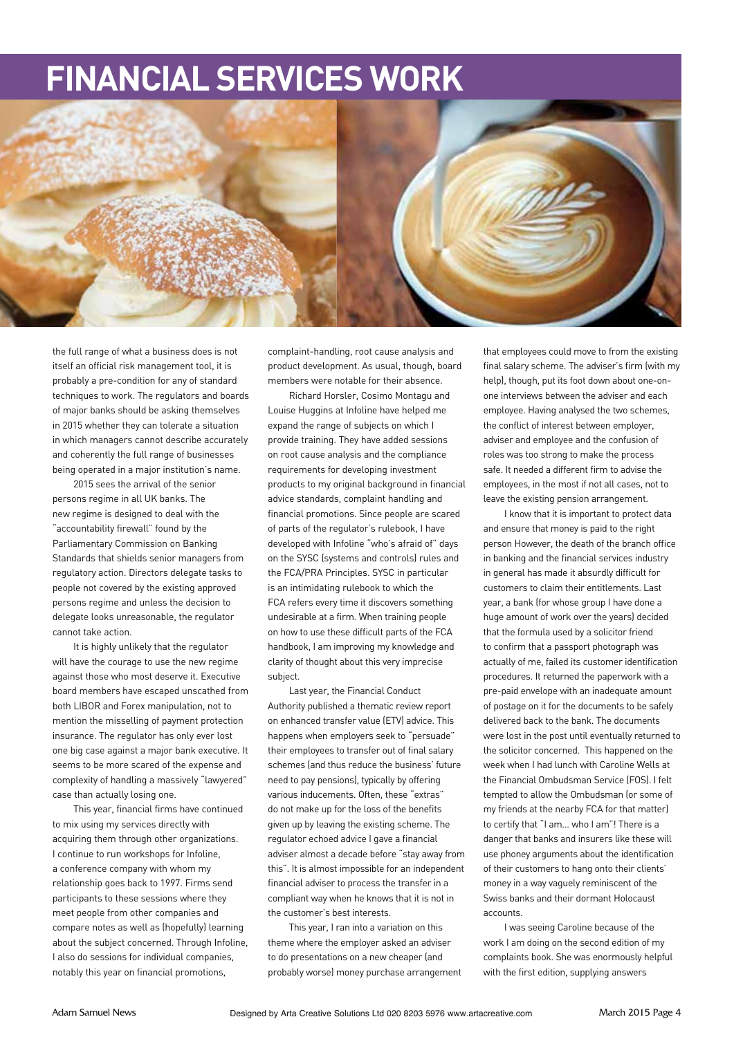# FINANCIAL SERVICES WORK

the full range of what a business does is not itself an official risk management tool, it is probably a pre-condition for any of standard techniques to work. The regulators and boards of major banks should be asking themselves in 2015 whether they can tolerate a situation in which managers cannot describe accurately and coherently the full range of businesses being operated in a major institution's name.

2015 sees the arrival of the senior persons regime in all UK banks. The new regime is designed to deal with the "accountability firewall" found by the Parliamentary Commission on Banking Standards that shields senior managers from regulatory action. Directors delegate tasks to people not covered by the existing approved persons regime and unless the decision to delegate looks unreasonable, the regulator cannot take action.

It is highly unlikely that the regulator will have the courage to use the new regime against those who most deserve it. Executive board members have escaped unscathed from both LIBOR and Forex manipulation, not to mention the misselling of payment protection insurance. The regulator has only ever lost one big case against a major bank executive. It seems to be more scared of the expense and complexity of handling a massively "lawyered" case than actually losing one.

This year, financial firms have continued to mix using my services directly with acquiring them through other organizations. I continue to run workshops for Infoline, a conference company with whom my relationship goes back to 1997. Firms send participants to these sessions where they meet people from other companies and compare notes as well as (hopefully) learning about the subject concerned. Through Infoline, I also do sessions for individual companies, notably this year on financial promotions, complaint-handling, root cause analysis and product development. As usual, though, board members were notable for their absence.

Richard Horsler, Cosimo Montagu and Louise Huggins at Infoline have helped me expand the range of subjects on which I provide training. They have added sessions on root cause analysis and the compliance requirements for developing investment products to my original background in financial advice standards, complaint handling and financial promotions. Since people are scared of parts of the regulator's rulebook, I have developed with Infoline "who's afraid of" days on the SYSC (systems and controls) rules and the FCA/PRA Principles. SYSC in particular is an intimidating rulebook to which the FCA refers every time it discovers something undesirable at a firm. When training people on how to use these difficult parts of the FCA handbook, I am improving my knowledge and clarity of thought about this very imprecise subject.

Last year, the Financial Conduct Authority published a thematic review report on enhanced transfer value (ETV) advice. This happens when employers seek to "persuade" their employees to transfer out of final salary schemes (and thus reduce the business' future need to pay pensions), typically by offering various inducements. Often, these "extras" do not make up for the loss of the benefits given up by leaving the existing scheme. The regulator echoed advice I gave a financial adviser almost a decade before "stay away from this". It is almost impossible for an independent financial adviser to process the transfer in a compliant way when he knows that it is not in the customer's best interests.

This year, I ran into a variation on this theme where the employer asked an adviser to do presentations on a new cheaper (and probably worse) money purchase arrangement that employees could move to from the existing final salary scheme. The adviser's firm (with my help), though, put its foot down about one-on-one interviews between the adviser and each employee. Having analysed the two schemes, the conflict of interest between employer, adviser and employee and the confusion of roles was too strong to make the process safe. It needed a different firm to advise the employees, in the most if not all cases, not to leave the existing pension arrangement.

I know that it is important to protect data and ensure that money is paid to the right person However, the death of the branch office in banking and the financial services industry in general has made it absurdly difficult for customers to claim their entitlements. Last year, a bank (for whose group I have done a huge amount of work over the years) decided that the formula used by a solicitor friend to confirm that a passport photograph was actually of me, failed its customer identification procedures. It returned the paperwork with a pre-paid envelope with an inadequate amount of postage on it for the documents to be safely delivered back to the bank. The documents were lost in the post until eventually returned to the solicitor concerned. This happened on the week when I had lunch with Caroline Wells at the Financial Ombudsman Service (FOS). I felt tempted to allow the Ombudsman (or some of my friends at the nearby FCA for that matter) to certify that "I am... who I am"! There is a danger that banks and insurers like these will use phoney arguments about the identification of their customers to hang onto their clients' money in a way vaguely reminiscent of the Swiss banks and their dormant Holocaust accounts.

I was seeing Caroline because of the work I am doing on the second edition of my complaints book. She was enormously helpful with the first edition, supplying answers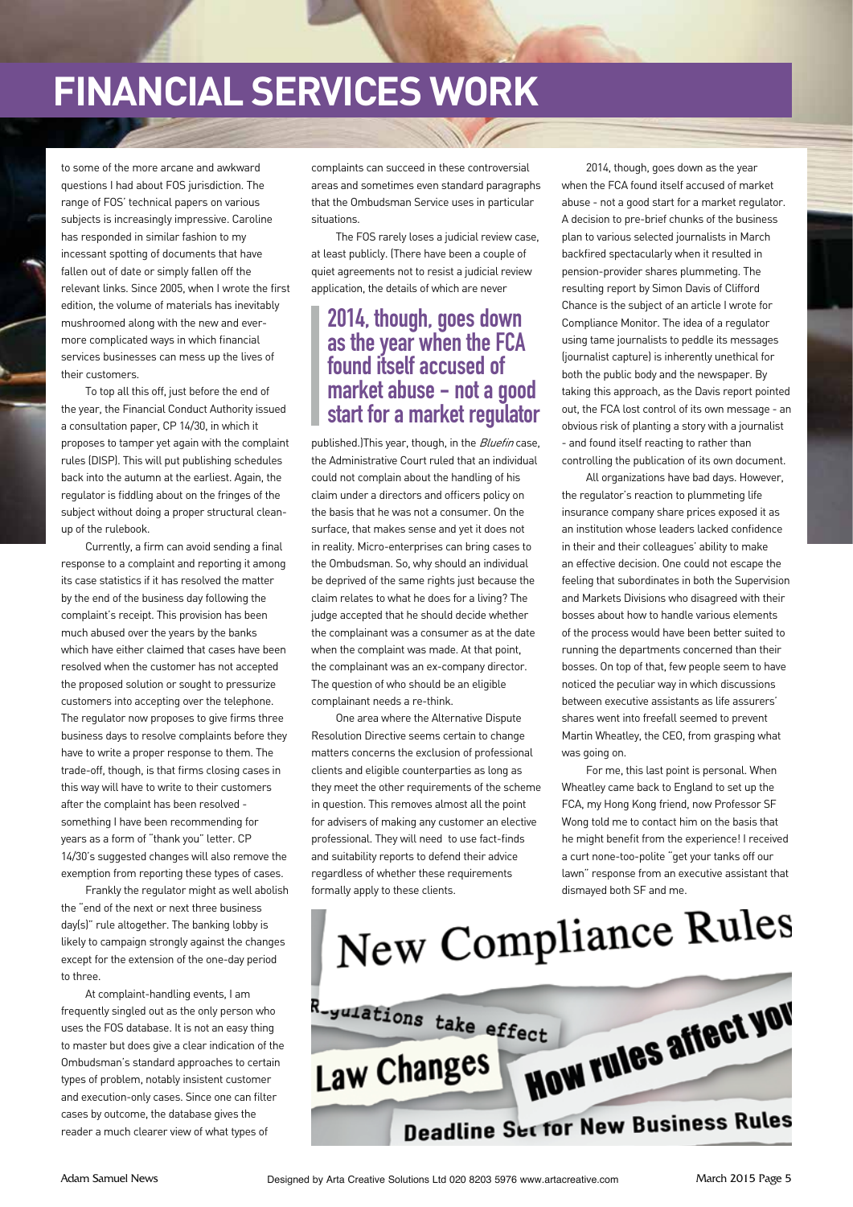# FINANCIAL SERVICES WORK

to some of the more arcane and awkward questions I had about FOS jurisdiction. The range of FOS' technical papers on various subjects is increasingly impressive. Caroline has responded in similar fashion to my incessant spotting of documents that have fallen out of date or simply fallen off the relevant links. Since 2005, when I wrote the first edition, the volume of materials has inevitably mushroomed along with the new and ever-more complicated ways in which financial services businesses can mess up the lives of their customers.

To top all this off, just before the end of the year, the Financial Conduct Authority issued a consultation paper, CP 14/30, in which it proposes to tamper yet again with the complaint rules (DISP). This will put publishing schedules back into the autumn at the earliest. Again, the regulator is fiddling about on the fringes of the subject without doing a proper structural clean-up of the rulebook.

Currently, a firm can avoid sending a final response to a complaint and reporting it among its case statistics if it has resolved the matter by the end of the business day following the complaint's receipt. This provision has been much abused over the years by the banks which have either claimed that cases have been resolved when the customer has not accepted the proposed solution or sought to pressurize customers into accepting over the telephone. The regulator now proposes to give firms three business days to resolve complaints before they have to write a proper response to them. The trade-off, though, is that firms closing cases in this way will have to write to their customers after the complaint has been resolved - something I have been recommending for years as a form of "thank you" letter. CP 14/30's suggested changes will also remove the exemption from reporting these types of cases.

Frankly the regulator might as well abolish the "end of the next or next three business day(s)" rule altogether. The banking lobby is likely to campaign strongly against the changes except for the extension of the one-day period to three.

At complaint-handling events, I am frequently singled out as the only person who uses the FOS database. It is not an easy thing to master but does give a clear indication of the Ombudsman's standard approaches to certain types of problem, notably insistent customer and execution-only cases. Since one can filter cases by outcome, the database gives the reader a much clearer view of what types of complaints can succeed in these controversial areas and sometimes even standard paragraphs that the Ombudsman Service uses in particular situations.

The FOS rarely loses a judicial review case, at least publicly. (There have been a couple of quiet agreements not to resist a judicial review application, the details of which are never published.)This year, though, in the *Bluefin* case, the Administrative Court ruled that an individual could not complain about the handling of his claim under a directors and officers policy on the basis that he was not a consumer. On the surface, that makes sense and yet it does not in reality. Micro-enterprises can bring cases to the Ombudsman. So, why should an individual be deprived of the same rights just because the claim relates to what he does for a living? The judge accepted that he should decide whether the complainant was a consumer as at the date when the complaint was made. At that point, the complainant was an ex-company director. The question of who should be an eligible complainant needs a re-think.

> **2014, though, goes down as the year when the FCA found itself accused of market abuse - not a good start for a market regulator**

One area where the Alternative Dispute Resolution Directive seems certain to change matters concerns the exclusion of professional clients and eligible counterparties as long as they meet the other requirements of the scheme in question. This removes almost all the point for advisers of making any customer an elective professional. They will need to use fact-finds and suitability reports to defend their advice regardless of whether these requirements formally apply to these clients.

2014, though, goes down as the year when the FCA found itself accused of market abuse - not a good start for a market regulator. A decision to pre-brief chunks of the business plan to various selected journalists in March backfired spectacularly when it resulted in pension-provider shares plummeting. The resulting report by Simon Davis of Clifford Chance is the subject of an article I wrote for Compliance Monitor. The idea of a regulator using tame journalists to peddle its messages (journalist capture) is inherently unethical for both the public body and the newspaper. By taking this approach, as the Davis report pointed out, the FCA lost control of its own message - an obvious risk of planting a story with a journalist - and found itself reacting to rather than controlling the publication of its own document.

All organizations have bad days. However, the regulator's reaction to plummeting life insurance company share prices exposed it as an institution whose leaders lacked confidence in their and their colleagues' ability to make an effective decision. One could not escape the feeling that subordinates in both the Supervision and Markets Divisions who disagreed with their bosses about how to handle various elements of the process would have been better suited to running the departments concerned than their bosses. On top of that, few people seem to have noticed the peculiar way in which discussions between executive assistants as life assurers' shares went into freefall seemed to prevent Martin Wheatley, the CEO, from grasping what was going on.

For me, this last point is personal. When Wheatley came back to England to set up the FCA, my Hong Kong friend, now Professor SF Wong told me to contact him on the basis that he might benefit from the experience! I received a curt none-too-polite "get your tanks off our lawn" response from an executive assistant that dismayed both SF and me.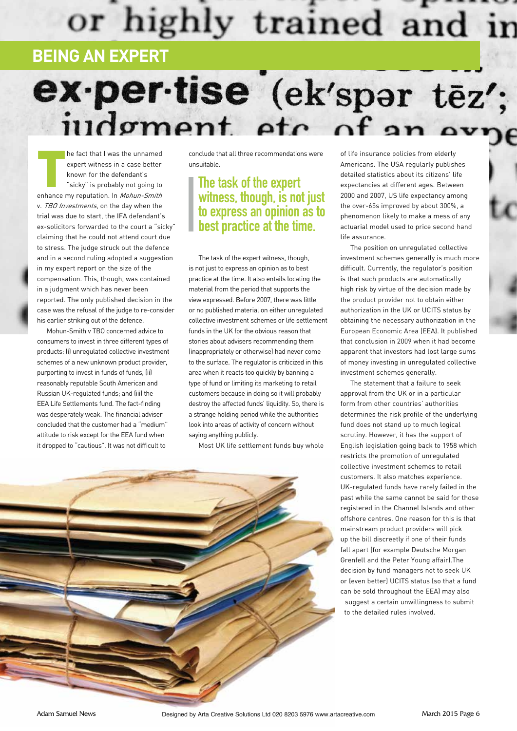## BEING AN EXPERT

The fact that I was the unnamed expert witness in a case better known for the defendant's "sicky" is probably not going to enhance my reputation. In *Mohun-Smith* v. *TBO Investments*, on the day when the trial was due to start, the IFA defendant's ex-solicitors forwarded to the court a "sicky" claiming that he could not attend court due to stress. The judge struck out the defence and in a second ruling adopted a suggestion in my expert report on the size of the compensation. This, though, was contained in a judgment which has never been reported. The only published decision in the case was the refusal of the judge to re-consider his earlier striking out of the defence.

Mohun-Smith v TBO concerned advice to consumers to invest in three different types of products: (i) unregulated collective investment schemes of a new unknown product provider, purporting to invest in funds of funds, (ii) reasonably reputable South American and Russian UK-regulated funds; and (iii) the EEA Life Settlements fund. The fact-finding was desperately weak. The financial adviser concluded that the customer had a "medium" attitude to risk except for the EEA fund when it dropped to "cautious". It was not difficult to conclude that all three recommendations were unsuitable.

> **The task of the expert witness, though, is not just to express an opinion as to best practice at the time.**

The task of the expert witness, though, is not just to express an opinion as to best practice at the time. It also entails locating the material from the period that supports the view expressed. Before 2007, there was little or no published material on either unregulated collective investment schemes or life settlement funds in the UK for the obvious reason that stories about advisers recommending them (inappropriately or otherwise) had never come to the surface. The regulator is criticized in this area when it reacts too quickly by banning a type of fund or limiting its marketing to retail customers because in doing so it will probably destroy the affected funds' liquidity. So, there is a strange holding period while the authorities look into areas of activity of concern without saying anything publicly.

Most UK life settlement funds buy whole of life insurance policies from elderly Americans. The USA regularly publishes detailed statistics about its citizens' life expectancies at different ages. Between 2000 and 2007, US life expectancy among the over-65s improved by about 300%, a phenomenon likely to make a mess of any actuarial model used to price second hand life assurance.

The position on unregulated collective investment schemes generally is much more difficult. Currently, the regulator's position is that such products are automatically high risk by virtue of the decision made by the product provider not to obtain either authorization in the UK or UCITS status by obtaining the necessary authorization in the European Economic Area (EEA). It published that conclusion in 2009 when it had become apparent that investors had lost large sums of money investing in unregulated collective investment schemes generally.

The statement that a failure to seek approval from the UK or in a particular form from other countries' authorities determines the risk profile of the underlying fund does not stand up to much logical scrutiny. However, it has the support of English legislation going back to 1958 which restricts the promotion of unregulated collective investment schemes to retail customers. It also matches experience. UK-regulated funds have rarely failed in the past while the same cannot be said for those registered in the Channel Islands and other offshore centres. One reason for this is that mainstream product providers will pick up the bill discreetly if one of their funds fall apart (for example Deutsche Morgan Grenfell and the Peter Young affair).The decision by fund managers not to seek UK or (even better) UCITS status (so that a fund can be sold throughout the EEA) may also suggest a certain unwillingness to submit to the detailed rules involved.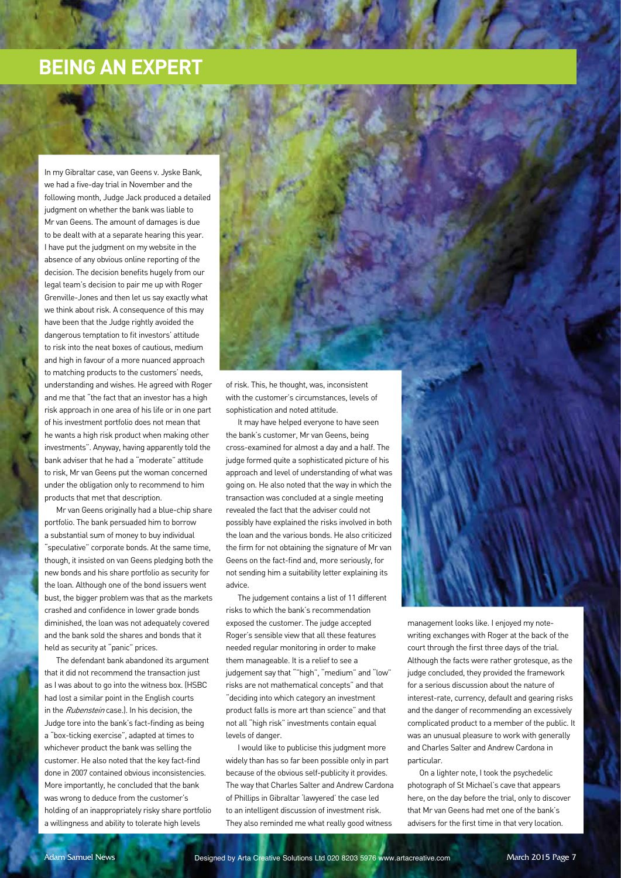## BEING AN EXPERT

In my Gibraltar case, van Geens v. Jyske Bank, we had a five-day trial in November and the following month, Judge Jack produced a detailed judgment on whether the bank was liable to Mr van Geens. The amount of damages is due to be dealt with at a separate hearing this year. I have put the judgment on my website in the absence of any obvious online reporting of the decision. The decision benefits hugely from our legal team's decision to pair me up with Roger Grenville-Jones and then let us say exactly what we think about risk. A consequence of this may have been that the Judge rightly avoided the dangerous temptation to fit investors' attitude to risk into the neat boxes of cautious, medium and high in favour of a more nuanced approach to matching products to the customers' needs, understanding and wishes. He agreed with Roger and me that "the fact that an investor has a high risk approach in one area of his life or in one part of his investment portfolio does not mean that he wants a high risk product when making other investments". Anyway, having apparently told the bank adviser that he had a "moderate" attitude to risk, Mr van Geens put the woman concerned under the obligation only to recommend to him products that met that description.

Mr van Geens originally had a blue-chip share portfolio. The bank persuaded him to borrow a substantial sum of money to buy individual "speculative" corporate bonds. At the same time, though, it insisted on van Geens pledging both the new bonds and his share portfolio as security for the loan. Although one of the bond issuers went bust, the bigger problem was that as the markets crashed and confidence in lower grade bonds diminished, the loan was not adequately covered and the bank sold the shares and bonds that it held as security at "panic" prices.

The defendant bank abandoned its argument that it did not recommend the transaction just as I was about to go into the witness box. (HSBC had lost a similar point in the English courts in the *Rubenstein* case.). In his decision, the Judge tore into the bank's fact-finding as being a "box-ticking exercise", adapted at times to whichever product the bank was selling the customer. He also noted that the key fact-find done in 2007 contained obvious inconsistencies. More importantly, he concluded that the bank was wrong to deduce from the customer's holding of an inappropriately risky share portfolio a willingness and ability to tolerate high levels of risk. This, he thought, was, inconsistent with the customer's circumstances, levels of sophistication and noted attitude.

It may have helped everyone to have seen the bank's customer, Mr van Geens, being cross-examined for almost a day and a half. The judge formed quite a sophisticated picture of his approach and level of understanding of what was going on. He also noted that the way in which the transaction was concluded at a single meeting revealed the fact that the adviser could not possibly have explained the risks involved in both the loan and the various bonds. He also criticized the firm for not obtaining the signature of Mr van Geens on the fact-find and, more seriously, for not sending him a suitability letter explaining its advice.

The judgement contains a list of 11 different risks to which the bank's recommendation exposed the customer. The judge accepted Roger's sensible view that all these features needed regular monitoring in order to make them manageable. It is a relief to see a judgement say that ""high", "medium" and "low" risks are not mathematical concepts" and that "deciding into which category an investment product falls is more art than science" and that not all "high risk" investments contain equal levels of danger.

I would like to publicise this judgment more widely than has so far been possible only in part because of the obvious self-publicity it provides. The way that Charles Salter and Andrew Cardona of Phillips in Gibraltar 'lawyered' the case led to an intelligent discussion of investment risk. They also reminded me what really good witness management looks like. I enjoyed my note-writing exchanges with Roger at the back of the court through the first three days of the trial. Although the facts were rather grotesque, as the judge concluded, they provided the framework for a serious discussion about the nature of interest-rate, currency, default and gearing risks and the danger of recommending an excessively complicated product to a member of the public. It was an unusual pleasure to work with generally and Charles Salter and Andrew Cardona in particular.

On a lighter note, I took the psychedelic photograph of St Michael's cave that appears here, on the day before the trial, only to discover that Mr van Geens had met one of the bank's advisers for the first time in that very location.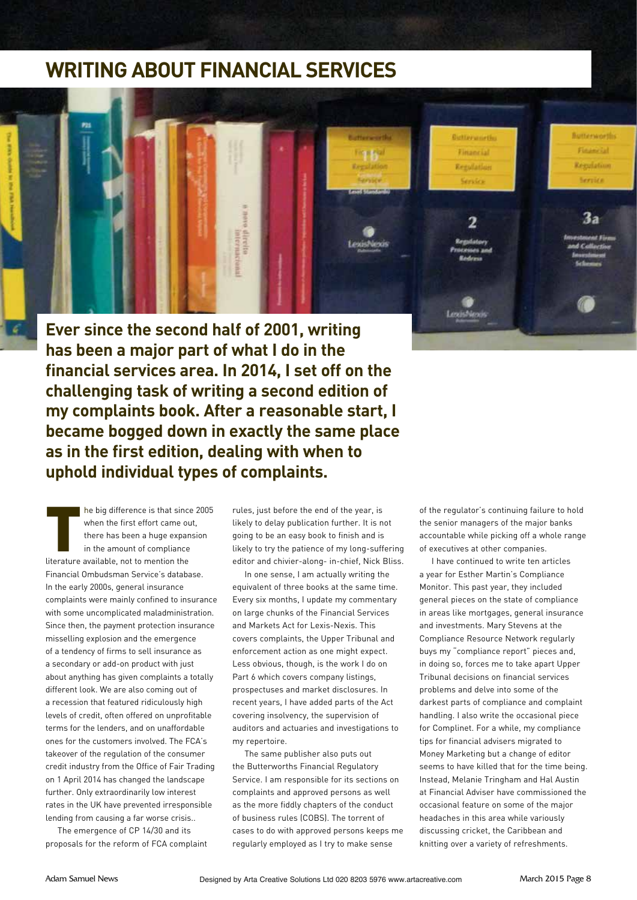# WRITING ABOUT FINANCIAL SERVICES

**Ever since the second half of 2001, writing has been a major part of what I do in the financial services area. In 2014, I set off on the challenging task of writing a second edition of my complaints book. After a reasonable start, I became bogged down in exactly the same place as in the first edition, dealing with when to uphold individual types of complaints.**

The big difference is that since 2005 when the first effort came out, there has been a huge expansion in the amount of compliance literature available, not to mention the Financial Ombudsman Service's database. In the early 2000s, general insurance complaints were mainly confined to insurance with some uncomplicated maladministration. Since then, the payment protection insurance misselling explosion and the emergence of a tendency of firms to sell insurance as a secondary or add-on product with just about anything has given complaints a totally different look. We are also coming out of a recession that featured ridiculously high levels of credit, often offered on unprofitable terms for the lenders, and on unaffordable ones for the customers involved. The FCA's takeover of the regulation of the consumer credit industry from the Office of Fair Trading on 1 April 2014 has changed the landscape further. Only extraordinarily low interest rates in the UK have prevented irresponsible lending from causing a far worse crisis..

The emergence of CP 14/30 and its proposals for the reform of FCA complaint rules, just before the end of the year, is likely to delay publication further. It is not going to be an easy book to finish and is likely to try the patience of my long-suffering editor and chivier-along- in-chief, Nick Bliss.

In one sense, I am actually writing the equivalent of three books at the same time. Every six months, I update my commentary on large chunks of the Financial Services and Markets Act for Lexis-Nexis. This covers complaints, the Upper Tribunal and enforcement action as one might expect. Less obvious, though, is the work I do on Part 6 which covers company listings, prospectuses and market disclosures. In recent years, I have added parts of the Act covering insolvency, the supervision of auditors and actuaries and investigations to my repertoire.

The same publisher also puts out the Butterworths Financial Regulatory Service. I am responsible for its sections on complaints and approved persons as well as the more fiddly chapters of the conduct of business rules (COBS). The torrent of cases to do with approved persons keeps me regularly employed as I try to make sense of the regulator's continuing failure to hold the senior managers of the major banks accountable while picking off a whole range of executives at other companies.

I have continued to write ten articles a year for Esther Martin's Compliance Monitor. This past year, they included general pieces on the state of compliance in areas like mortgages, general insurance and investments. Mary Stevens at the Compliance Resource Network regularly buys my "compliance report" pieces and, in doing so, forces me to take apart Upper Tribunal decisions on financial services problems and delve into some of the darkest parts of compliance and complaint handling. I also write the occasional piece for Complinet. For a while, my compliance tips for financial advisers migrated to Money Marketing but a change of editor seems to have killed that for the time being. Instead, Melanie Tringham and Hal Austin at Financial Adviser have commissioned the occasional feature on some of the major headaches in this area while variously discussing cricket, the Caribbean and knitting over a variety of refreshments.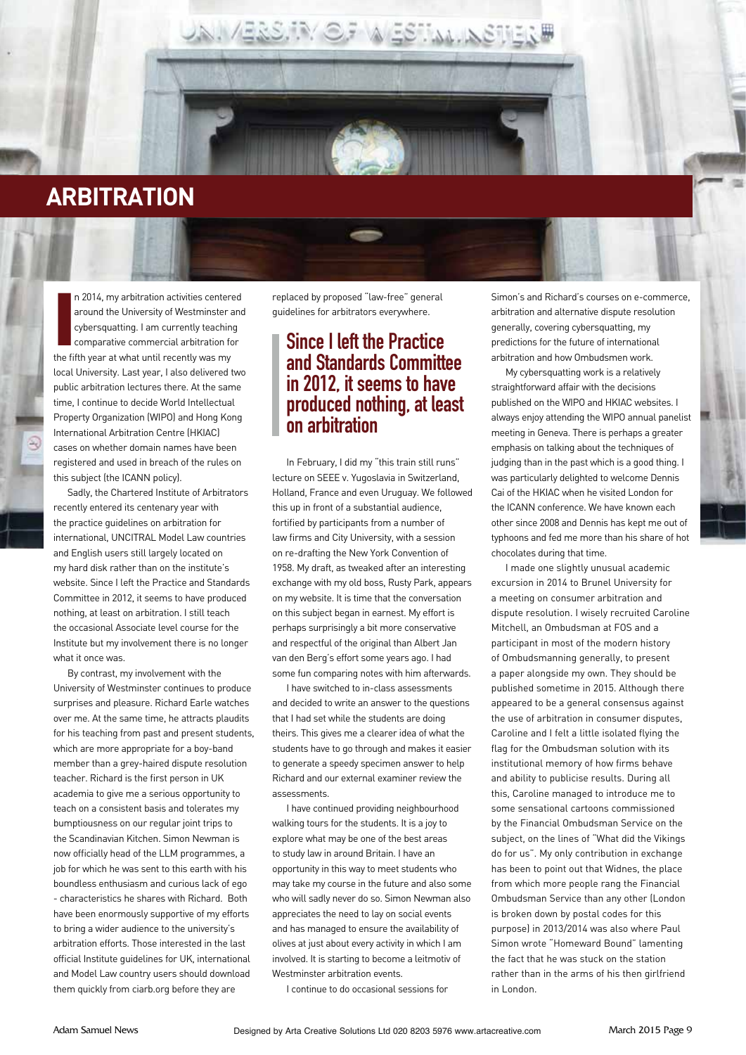# ARBITRATION

In 2014, my arbitration activities centered around the University of Westminster and cybersquatting. I am currently teaching comparative commercial arbitration for the fifth year at what until recently was my local University. Last year, I also delivered two public arbitration lectures there. At the same time, I continue to decide World Intellectual Property Organization (WIPO) and Hong Kong International Arbitration Centre (HKIAC) cases on whether domain names have been registered and used in breach of the rules on this subject (the ICANN policy).

Sadly, the Chartered Institute of Arbitrators recently entered its centenary year with the practice guidelines on arbitration for international, UNCITRAL Model Law countries and English users still largely located on my hard disk rather than on the institute's website. Since I left the Practice and Standards Committee in 2012, it seems to have produced nothing, at least on arbitration. I still teach the occasional Associate level course for the Institute but my involvement there is no longer what it once was.

By contrast, my involvement with the University of Westminster continues to produce surprises and pleasure. Richard Earle watches over me. At the same time, he attracts plaudits for his teaching from past and present students, which are more appropriate for a boy-band member than a grey-haired dispute resolution teacher. Richard is the first person in UK academia to give me a serious opportunity to teach on a consistent basis and tolerates my bumptiousness on our regular joint trips to the Scandinavian Kitchen. Simon Newman is now officially head of the LLM programmes, a job for which he was sent to this earth with his boundless enthusiasm and curious lack of ego - characteristics he shares with Richard. Both have been enormously supportive of my efforts to bring a wider audience to the university's arbitration efforts. Those interested in the last official Institute guidelines for UK, international and Model Law country users should download them quickly from ciarb.org before they are replaced by proposed "law-free" general guidelines for arbitrators everywhere.

> **Since I left the Practice and Standards Committee in 2012, it seems to have produced nothing, at least on arbitration**

In February, I did my "this train still runs" lecture on SEEE v. Yugoslavia in Switzerland, Holland, France and even Uruguay. We followed this up in front of a substantial audience, fortified by participants from a number of law firms and City University, with a session on re-drafting the New York Convention of 1958. My draft, as tweaked after an interesting exchange with my old boss, Rusty Park, appears on my website. It is time that the conversation on this subject began in earnest. My effort is perhaps surprisingly a bit more conservative and respectful of the original than Albert Jan van den Berg's effort some years ago. I had some fun comparing notes with him afterwards.

I have switched to in-class assessments and decided to write an answer to the questions that I had set while the students are doing theirs. This gives me a clearer idea of what the students have to go through and makes it easier to generate a speedy specimen answer to help Richard and our external examiner review the assessments.

I have continued providing neighbourhood walking tours for the students. It is a joy to explore what may be one of the best areas to study law in around Britain. I have an opportunity in this way to meet students who may take my course in the future and also some who will sadly never do so. Simon Newman also appreciates the need to lay on social events and has managed to ensure the availability of olives at just about every activity in which I am involved. It is starting to become a leitmotiv of Westminster arbitration events.

I continue to do occasional sessions for Simon's and Richard's courses on e-commerce, arbitration and alternative dispute resolution generally, covering cybersquatting, my predictions for the future of international arbitration and how Ombudsmen work.

My cybersquatting work is a relatively straightforward affair with the decisions published on the WIPO and HKIAC websites. I always enjoy attending the WIPO annual panelist meeting in Geneva. There is perhaps a greater emphasis on talking about the techniques of judging than in the past which is a good thing. I was particularly delighted to welcome Dennis Cai of the HKIAC when he visited London for the ICANN conference. We have known each other since 2008 and Dennis has kept me out of typhoons and fed me more than his share of hot chocolates during that time.

I made one slightly unusual academic excursion in 2014 to Brunel University for a meeting on consumer arbitration and dispute resolution. I wisely recruited Caroline Mitchell, an Ombudsman at FOS and a participant in most of the modern history of Ombudsmanning generally, to present a paper alongside my own. They should be published sometime in 2015. Although there appeared to be a general consensus against the use of arbitration in consumer disputes, Caroline and I felt a little isolated flying the flag for the Ombudsman solution with its institutional memory of how firms behave and ability to publicise results. During all this, Caroline managed to introduce me to some sensational cartoons commissioned by the Financial Ombudsman Service on the subject, on the lines of "What did the Vikings do for us". My only contribution in exchange has been to point out that Widnes, the place from which more people rang the Financial Ombudsman Service than any other (London is broken down by postal codes for this purpose) in 2013/2014 was also where Paul Simon wrote "Homeward Bound" lamenting the fact that he was stuck on the station rather than in the arms of his then girlfriend in London.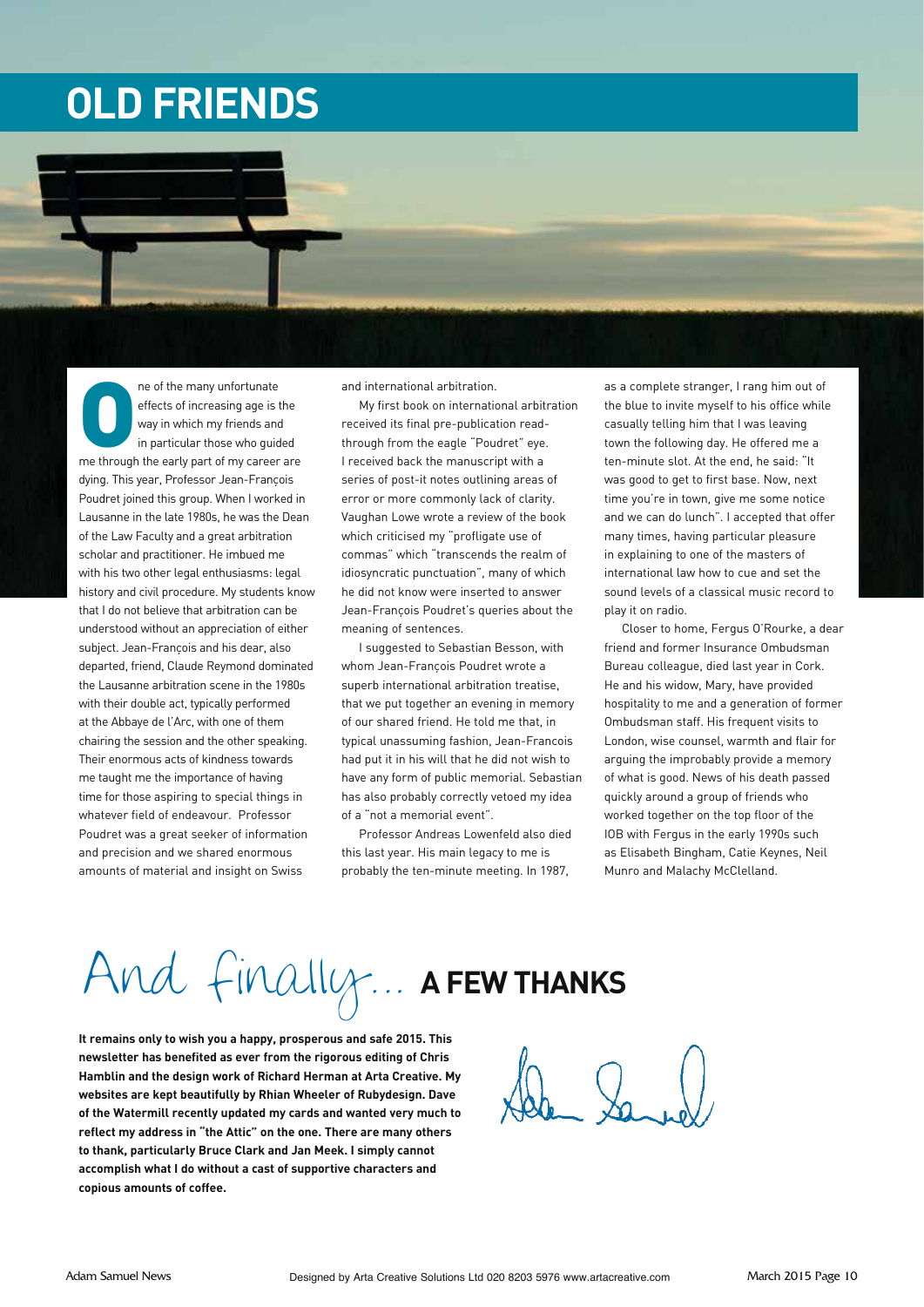# OLD FRIENDS

One of the many unfortunate effects of increasing age is the way in which my friends and in particular those who guided me through the early part of my career are dying. This year, Professor Jean-François Poudret joined this group. When I worked in Lausanne in the late 1980s, he was the Dean of the Law Faculty and a great arbitration scholar and practitioner. He imbued me with his two other legal enthusiasms: legal history and civil procedure. My students know that I do not believe that arbitration can be understood without an appreciation of either subject. Jean-François and his dear, also departed, friend, Claude Reymond dominated the Lausanne arbitration scene in the 1980s with their double act, typically performed at the Abbaye de l'Arc, with one of them chairing the session and the other speaking. Their enormous acts of kindness towards me taught me the importance of having time for those aspiring to special things in whatever field of endeavour. Professor Poudret was a great seeker of information and precision and we shared enormous amounts of material and insight on Swiss and international arbitration.

My first book on international arbitration received its final pre-publication read-through from the eagle "Poudret" eye. I received back the manuscript with a series of post-it notes outlining areas of error or more commonly lack of clarity. Vaughan Lowe wrote a review of the book which criticised my "profligate use of commas" which "transcends the realm of idiosyncratic punctuation", many of which he did not know were inserted to answer Jean-François Poudret's queries about the meaning of sentences.

I suggested to Sebastian Besson, with whom Jean-François Poudret wrote a superb international arbitration treatise, that we put together an evening in memory of our shared friend. He told me that, in typical unassuming fashion, Jean-Francois had put it in his will that he did not wish to have any form of public memorial. Sebastian has also probably correctly vetoed my idea of a "not a memorial event".

Professor Andreas Lowenfeld also died this last year. His main legacy to me is probably the ten-minute meeting. In 1987, as a complete stranger, I rang him out of the blue to invite myself to his office while casually telling him that I was leaving town the following day. He offered me a ten-minute slot. At the end, he said: "It was good to get to first base. Now, next time you're in town, give me some notice and we can do lunch". I accepted that offer many times, having particular pleasure in explaining to one of the masters of international law how to cue and set the sound levels of a classical music record to play it on radio.

Closer to home, Fergus O'Rourke, a dear friend and former Insurance Ombudsman Bureau colleague, died last year in Cork. He and his widow, Mary, have provided hospitality to me and a generation of former Ombudsman staff. His frequent visits to London, wise counsel, warmth and flair for arguing the improbably provide a memory of what is good. News of his death passed quickly around a group of friends who worked together on the top floor of the IOB with Fergus in the early 1990s such as Elisabeth Bingham, Catie Keynes, Neil Munro and Malachy McClelland.

# And finally... A FEW THANKS

**It remains only to wish you a happy, prosperous and safe 2015. This newsletter has benefited as ever from the rigorous editing of Chris Hamblin and the design work of Richard Herman at Arta Creative. My websites are kept beautifully by Rhian Wheeler of Rubydesign. Dave of the Watermill recently updated my cards and wanted very much to reflect my address in "the Attic" on the one. There are many others to thank, particularly Bruce Clark and Jan Meek. I simply cannot accomplish what I do without a cast of supportive characters and copious amounts of coffee.**

Designed by Arta Creative Solutions Ltd 020 8203 5976 www.artacreative.com